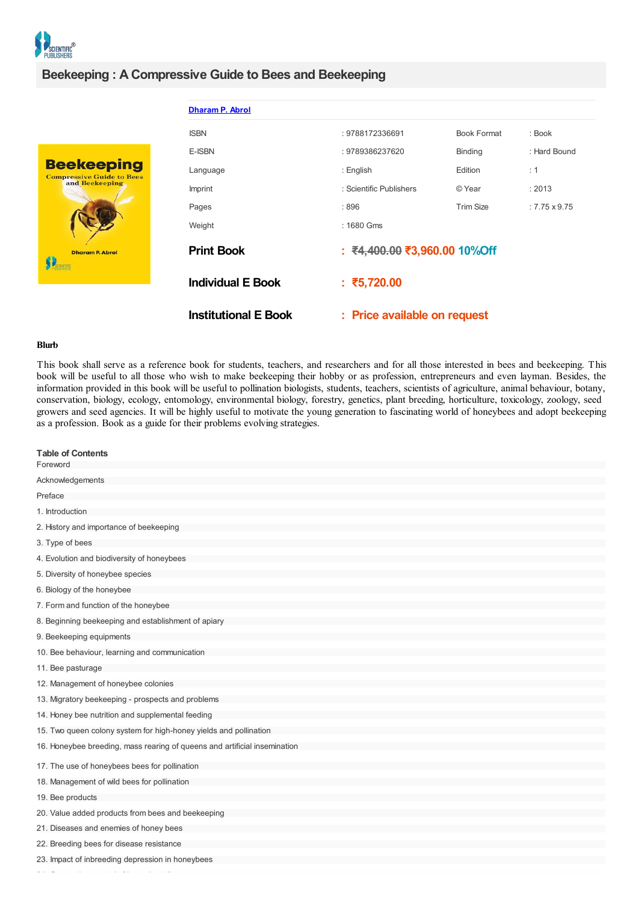# Beekeeping : A Compressive Guide to Bees and Beekeeping

Dharam P. Abrol

| | | | |
|---|---|---|---|
| ISBN | : 9788172336691 | Book Format | : Book |
| E-ISBN | : 9789386237620 | Binding | : Hard Bound |
| Language | : English | Edition | : 1 |
| Imprint | : Scientific Publishers | © Year | : 2013 |
| Pages | : 896 | Trim Size | : 7.75 x 9.75 |
| Weight | : 1680 Gms | | |

**Print Book** : ~~₹4,400.00~~ ₹3,960.00 10%Off

**Individual E Book** : ₹5,720.00

**Institutional E Book** : Price available on request

**Blurb**

This book shall serve as a reference book for students, teachers, and researchers and for all those interested in bees and beekeeping. This book will be useful to all those who wish to make beekeeping their hobby or as profession, entrepreneurs and even layman. Besides, the information provided in this book will be useful to pollination biologists, students, teachers, scientists of agriculture, animal behaviour, botany, conservation, biology, ecology, entomology, environmental biology, forestry, genetics, plant breeding, horticulture, toxicology, zoology, seed growers and seed agencies. It will be highly useful to motivate the young generation to fascinating world of honeybees and adopt beekeeping as a profession. Book as a guide for their problems evolving strategies.

**Table of Contents**

Foreword

Acknowledgements

Preface

1. Introduction
2. History and importance of beekeeping
3. Type of bees
4. Evolution and biodiversity of honeybees
5. Diversity of honeybee species
6. Biology of the honeybee
7. Form and function of the honeybee
8. Beginning beekeeping and establishment of apiary
9. Beekeeping equipments
10. Bee behaviour, learning and communication
11. Bee pasturage
12. Management of honeybee colonies
13. Migratory beekeeping - prospects and problems
14. Honey bee nutrition and supplemental feeding
15. Two queen colony system for high-honey yields and pollination
16. Honeybee breeding, mass rearing of queens and artificial insemination
17. The use of honeybees bees for pollination
18. Management of wild bees for pollination
19. Bee products
20. Value added products from bees and beekeeping
21. Diseases and enemies of honey bees
22. Breeding bees for disease resistance
23. Impact of inbreeding depression in honeybees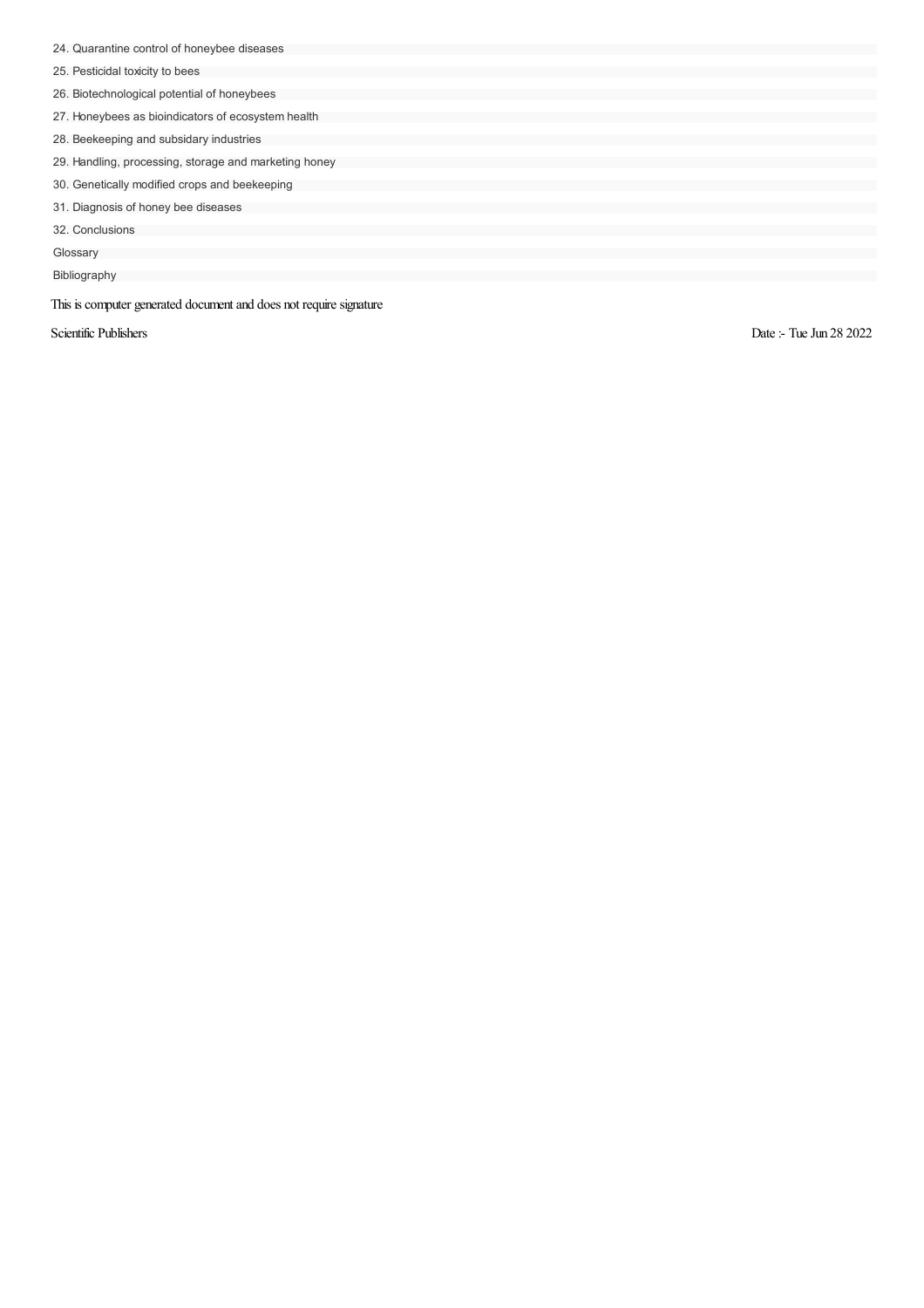24. Quarantine control of honeybee diseases
25. Pesticidal toxicity to bees
26. Biotechnological potential of honeybees
27. Honeybees as bioindicators of ecosystem health
28. Beekeeping and subsidary industries
29. Handling, processing, storage and marketing honey
30. Genetically modified crops and beekeeping
31. Diagnosis of honey bee diseases
32. Conclusions

Glossary

Bibliography

This is computer generated document and does not require signature

Scientific Publishers

Date :- Tue Jun 28 2022